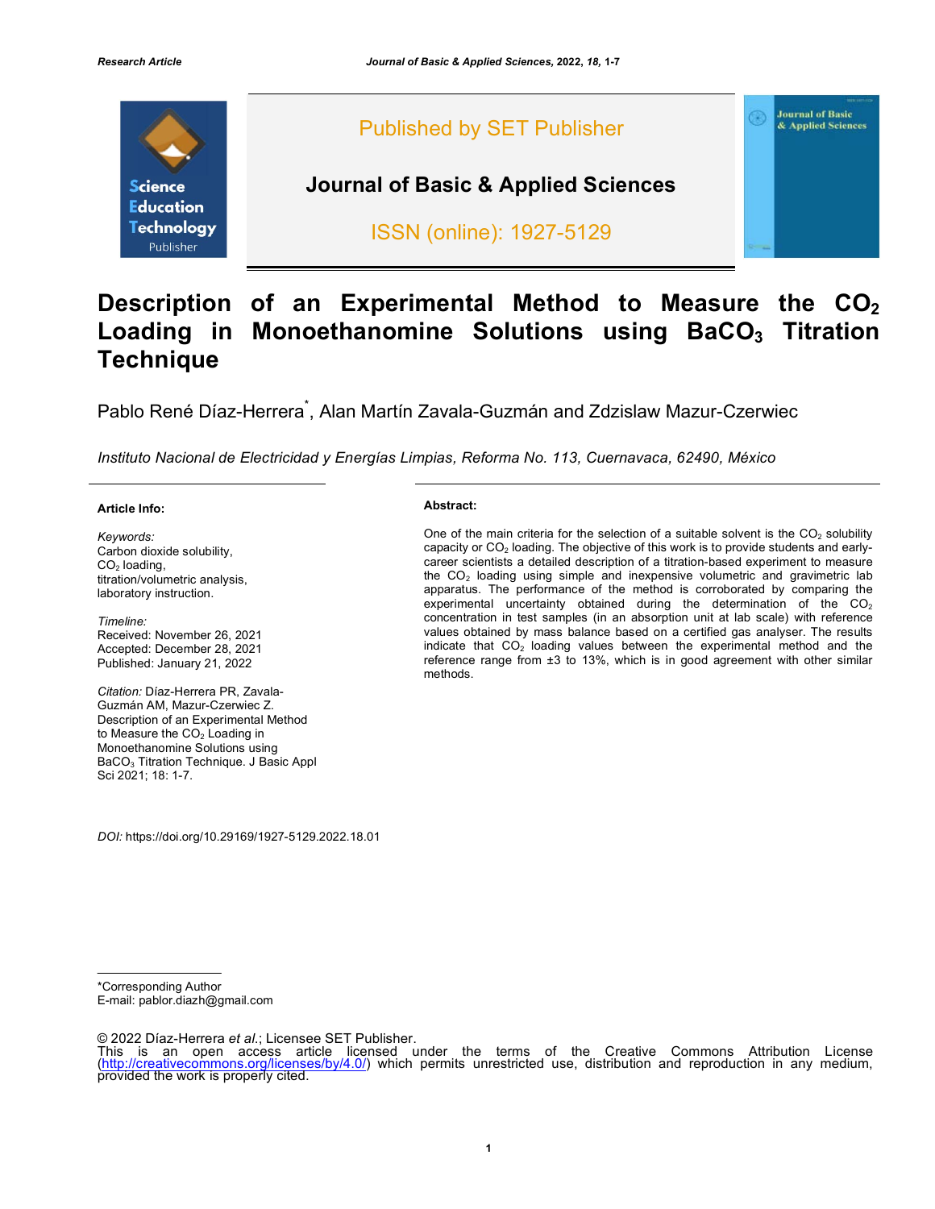Research Article

Published by SET Publisher

Journal of Basic & Applied Sciences

ISSN (online): 1927-5129

# Description of an Experimental Method to Measure the $CO_2$ Loading in Monoethanomine Solutions using $BaCO_3$ Titration Technique

Pablo René Díaz-Herrera*, Alan Martín Zavala-Guzmán and Zdzislaw Mazur-Czerwiec

*Instituto Nacional de Electricidad y Energías Limpias, Reforma No. 113, Cuernavaca, 62490, México*

**Article Info:**

*Keywords:*
Carbon dioxide solubility,
$CO_2$ loading,
titration/volumetric analysis,
laboratory instruction.

*Timeline:*
Received: November 26, 2021
Accepted: December 28, 2021
Published: January 21, 2022

*Citation:* Díaz-Herrera PR, Zavala-Guzmán AM, Mazur-Czerwiec Z. Description of an Experimental Method to Measure the $CO_2$ Loading in Monoethanomine Solutions using $BaCO_3$ Titration Technique. J Basic Appl Sci 2021; 18: 1-7.

*DOI:* https://doi.org/10.29169/1927-5129.2022.18.01

**Abstract:**

One of the main criteria for the selection of a suitable solvent is the $CO_2$ solubility capacity or $CO_2$ loading. The objective of this work is to provide students and early-career scientists a detailed description of a titration-based experiment to measure the $CO_2$ loading using simple and inexpensive volumetric and gravimetric lab apparatus. The performance of the method is corroborated by comparing the experimental uncertainty obtained during the determination of the $CO_2$ concentration in test samples (in an absorption unit at lab scale) with reference values obtained by mass balance based on a certified gas analyser. The results indicate that $CO_2$ loading values between the experimental method and the reference range from ±3 to 13%, which is in good agreement with other similar methods.

*Corresponding Author
E-mail: pablor.diazh@gmail.com

© 2022 Díaz-Herrera *et al.*; Licensee SET Publisher.
This is an open access article licensed under the terms of the Creative Commons Attribution License (http://creativecommons.org/licenses/by/4.0/) which permits unrestricted use, distribution and reproduction in any medium, provided the work is properly cited.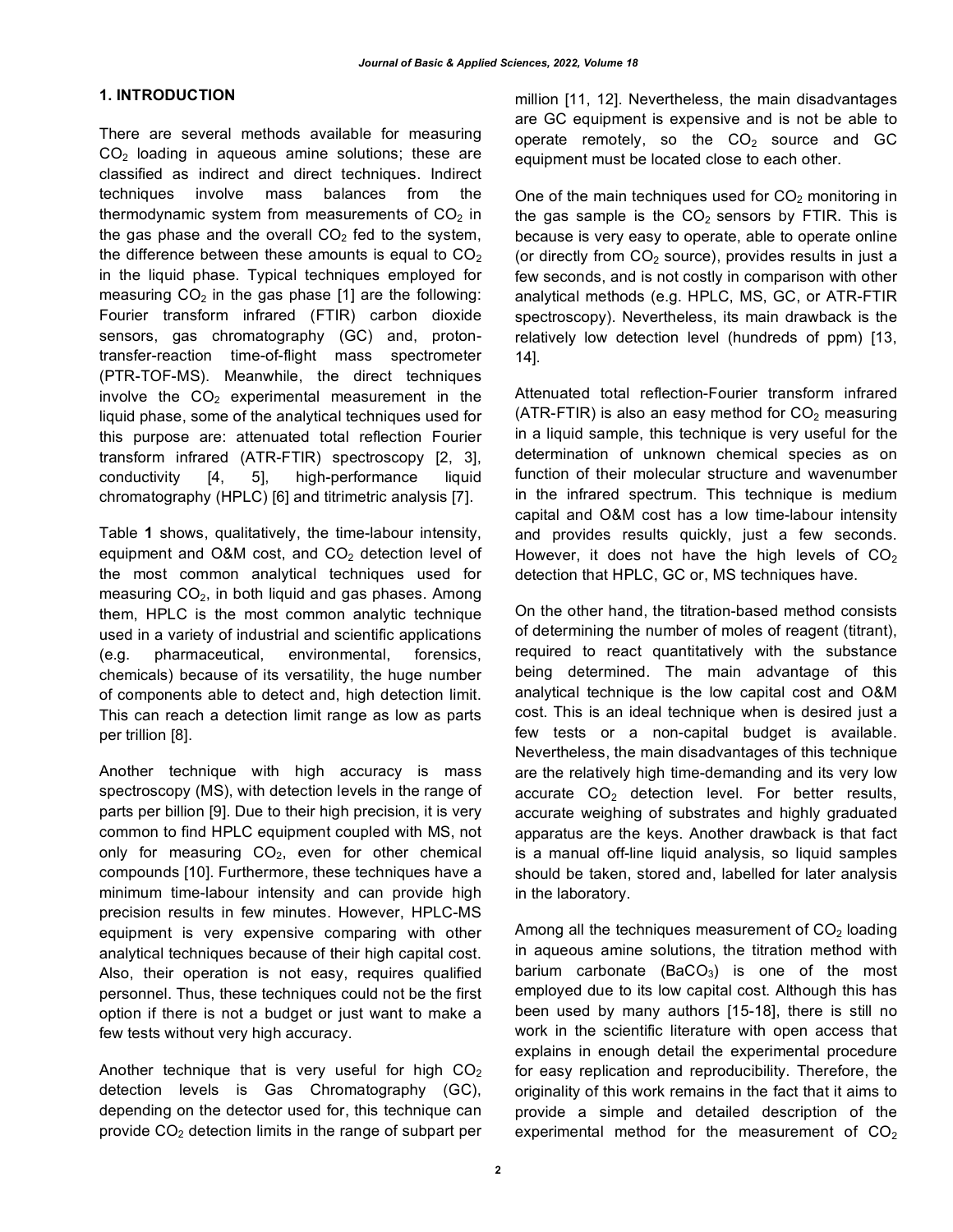## 1. INTRODUCTION

There are several methods available for measuring $CO_2$ loading in aqueous amine solutions; these are classified as indirect and direct techniques. Indirect techniques involve mass balances from the thermodynamic system from measurements of $CO_2$ in the gas phase and the overall $CO_2$ fed to the system, the difference between these amounts is equal to $CO_2$ in the liquid phase. Typical techniques employed for measuring $CO_2$ in the gas phase [1] are the following: Fourier transform infrared (FTIR) carbon dioxide sensors, gas chromatography (GC) and, proton-transfer-reaction time-of-flight mass spectrometer (PTR-TOF-MS). Meanwhile, the direct techniques involve the $CO_2$ experimental measurement in the liquid phase, some of the analytical techniques used for this purpose are: attenuated total reflection Fourier transform infrared (ATR-FTIR) spectroscopy [2, 3], conductivity [4, 5], high-performance liquid chromatography (HPLC) [6] and titrimetric analysis [7].

Table **1** shows, qualitatively, the time-labour intensity, equipment and O&M cost, and $CO_2$ detection level of the most common analytical techniques used for measuring $CO_2$, in both liquid and gas phases. Among them, HPLC is the most common analytic technique used in a variety of industrial and scientific applications (e.g. pharmaceutical, environmental, forensics, chemicals) because of its versatility, the huge number of components able to detect and, high detection limit. This can reach a detection limit range as low as parts per trillion [8].

Another technique with high accuracy is mass spectroscopy (MS), with detection levels in the range of parts per billion [9]. Due to their high precision, it is very common to find HPLC equipment coupled with MS, not only for measuring $CO_2$, even for other chemical compounds [10]. Furthermore, these techniques have a minimum time-labour intensity and can provide high precision results in few minutes. However, HPLC-MS equipment is very expensive comparing with other analytical techniques because of their high capital cost. Also, their operation is not easy, requires qualified personnel. Thus, these techniques could not be the first option if there is not a budget or just want to make a few tests without very high accuracy.

Another technique that is very useful for high $CO_2$ detection levels is Gas Chromatography (GC), depending on the detector used for, this technique can provide $CO_2$ detection limits in the range of subpart per million [11, 12]. Nevertheless, the main disadvantages are GC equipment is expensive and is not able to operate remotely, so the $CO_2$ source and GC equipment must be located close to each other.

One of the main techniques used for $CO_2$ monitoring in the gas sample is the $CO_2$ sensors by FTIR. This is because is very easy to operate, able to operate online (or directly from $CO_2$ source), provides results in just a few seconds, and is not costly in comparison with other analytical methods (e.g. HPLC, MS, GC, or ATR-FTIR spectroscopy). Nevertheless, its main drawback is the relatively low detection level (hundreds of ppm) [13, 14].

Attenuated total reflection-Fourier transform infrared (ATR-FTIR) is also an easy method for $CO_2$ measuring in a liquid sample, this technique is very useful for the determination of unknown chemical species as on function of their molecular structure and wavenumber in the infrared spectrum. This technique is medium capital and O&M cost has a low time-labour intensity and provides results quickly, just a few seconds. However, it does not have the high levels of $CO_2$ detection that HPLC, GC or, MS techniques have.

On the other hand, the titration-based method consists of determining the number of moles of reagent (titrant), required to react quantitatively with the substance being determined. The main advantage of this analytical technique is the low capital cost and O&M cost. This is an ideal technique when is desired just a few tests or a non-capital budget is available. Nevertheless, the main disadvantages of this technique are the relatively high time-demanding and its very low accurate $CO_2$ detection level. For better results, accurate weighing of substrates and highly graduated apparatus are the keys. Another drawback is that fact is a manual off-line liquid analysis, so liquid samples should be taken, stored and, labelled for later analysis in the laboratory.

Among all the techniques measurement of $CO_2$ loading in aqueous amine solutions, the titration method with barium carbonate ($BaCO_3$) is one of the most employed due to its low capital cost. Although this has been used by many authors [15-18], there is still no work in the scientific literature with open access that explains in enough detail the experimental procedure for easy replication and reproducibility. Therefore, the originality of this work remains in the fact that it aims to provide a simple and detailed description of the experimental method for the measurement of $CO_2$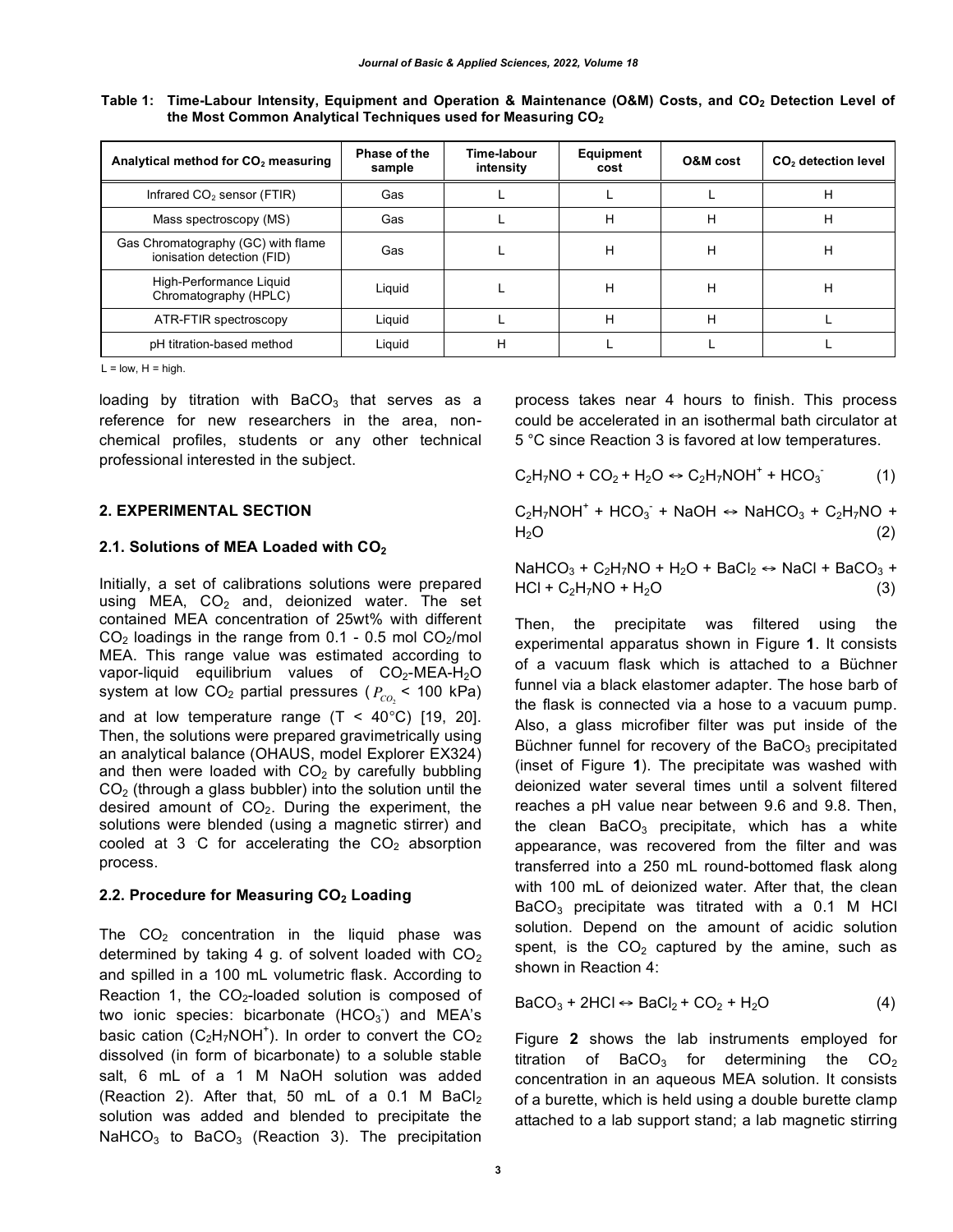**Table 1: Time-Labour Intensity, Equipment and Operation & Maintenance (O&M) Costs, and $CO_2$ Detection Level of the Most Common Analytical Techniques used for Measuring $CO_2$**

| Analytical method for $CO_2$ measuring | Phase of the sample | Time-labour intensity | Equipment cost | O&M cost | $CO_2$ detection level |
|---|---|---|---|---|---|
| Infrared $CO_2$ sensor (FTIR) | Gas | L | L | L | H |
| Mass spectroscopy (MS) | Gas | L | H | H | H |
| Gas Chromatography (GC) with flame ionisation detection (FID) | Gas | L | H | H | H |
| High-Performance Liquid Chromatography (HPLC) | Liquid | L | H | H | H |
| ATR-FTIR spectroscopy | Liquid | L | H | H | L |
| pH titration-based method | Liquid | H | L | L | L |

L = low, H = high.

loading by titration with $BaCO_3$ that serves as a reference for new researchers in the area, non-chemical profiles, students or any other technical professional interested in the subject.

## 2. EXPERIMENTAL SECTION

### 2.1. Solutions of MEA Loaded with $CO_2$

Initially, a set of calibrations solutions were prepared using MEA, $CO_2$ and, deionized water. The set contained MEA concentration of 25wt% with different $CO_2$ loadings in the range from 0.1 - 0.5 mol $CO_2$/mol MEA. This range value was estimated according to vapor-liquid equilibrium values of $CO_2$-MEA-$H_2O$ system at low $CO_2$ partial pressures ($P_{CO_2}$ < 100 kPa) and at low temperature range (T < 40°C) [19, 20]. Then, the solutions were prepared gravimetrically using an analytical balance (OHAUS, model Explorer EX324) and then were loaded with $CO_2$ by carefully bubbling $CO_2$ (through a glass bubbler) into the solution until the desired amount of $CO_2$. During the experiment, the solutions were blended (using a magnetic stirrer) and cooled at 3 C for accelerating the $CO_2$ absorption process.

### 2.2. Procedure for Measuring $CO_2$ Loading

The $CO_2$ concentration in the liquid phase was determined by taking 4 g. of solvent loaded with $CO_2$ and spilled in a 100 mL volumetric flask. According to Reaction 1, the $CO_2$-loaded solution is composed of two ionic species: bicarbonate ($HCO_3^-$) and MEA's basic cation ($C_2H_7NOH^+$). In order to convert the $CO_2$ dissolved (in form of bicarbonate) to a soluble stable salt, 6 mL of a 1 M NaOH solution was added (Reaction 2). After that, 50 mL of a 0.1 M $BaCl_2$ solution was added and blended to precipitate the $NaHCO_3$ to $BaCO_3$ (Reaction 3). The precipitation process takes near 4 hours to finish. This process could be accelerated in an isothermal bath circulator at 5 °C since Reaction 3 is favored at low temperatures.

$$C_2H_7NO + CO_2 + H_2O \leftrightarrow C_2H_7NOH^+ + HCO_3^- \quad (1)$$

$$C_2H_7NOH^+ + HCO_3^- + NaOH \leftrightarrow NaHCO_3 + C_2H_7NO + H_2O \quad (2)$$

$$NaHCO_3 + C_2H_7NO + H_2O + BaCl_2 \leftrightarrow NaCl + BaCO_3 + HCl + C_2H_7NO + H_2O \quad (3)$$

Then, the precipitate was filtered using the experimental apparatus shown in Figure **1**. It consists of a vacuum flask which is attached to a Büchner funnel via a black elastomer adapter. The hose barb of the flask is connected via a hose to a vacuum pump. Also, a glass microfiber filter was put inside of the Büchner funnel for recovery of the $BaCO_3$ precipitated (inset of Figure **1**). The precipitate was washed with deionized water several times until a solvent filtered reaches a pH value near between 9.6 and 9.8. Then, the clean $BaCO_3$ precipitate, which has a white appearance, was recovered from the filter and was transferred into a 250 mL round-bottomed flask along with 100 mL of deionized water. After that, the clean $BaCO_3$ precipitate was titrated with a 0.1 M HCl solution. Depend on the amount of acidic solution spent, is the $CO_2$ captured by the amine, such as shown in Reaction 4:

$$BaCO_3 + 2HCl \leftrightarrow BaCl_2 + CO_2 + H_2O \quad (4)$$

Figure **2** shows the lab instruments employed for titration of $BaCO_3$ for determining the $CO_2$ concentration in an aqueous MEA solution. It consists of a burette, which is held using a double burette clamp attached to a lab support stand; a lab magnetic stirring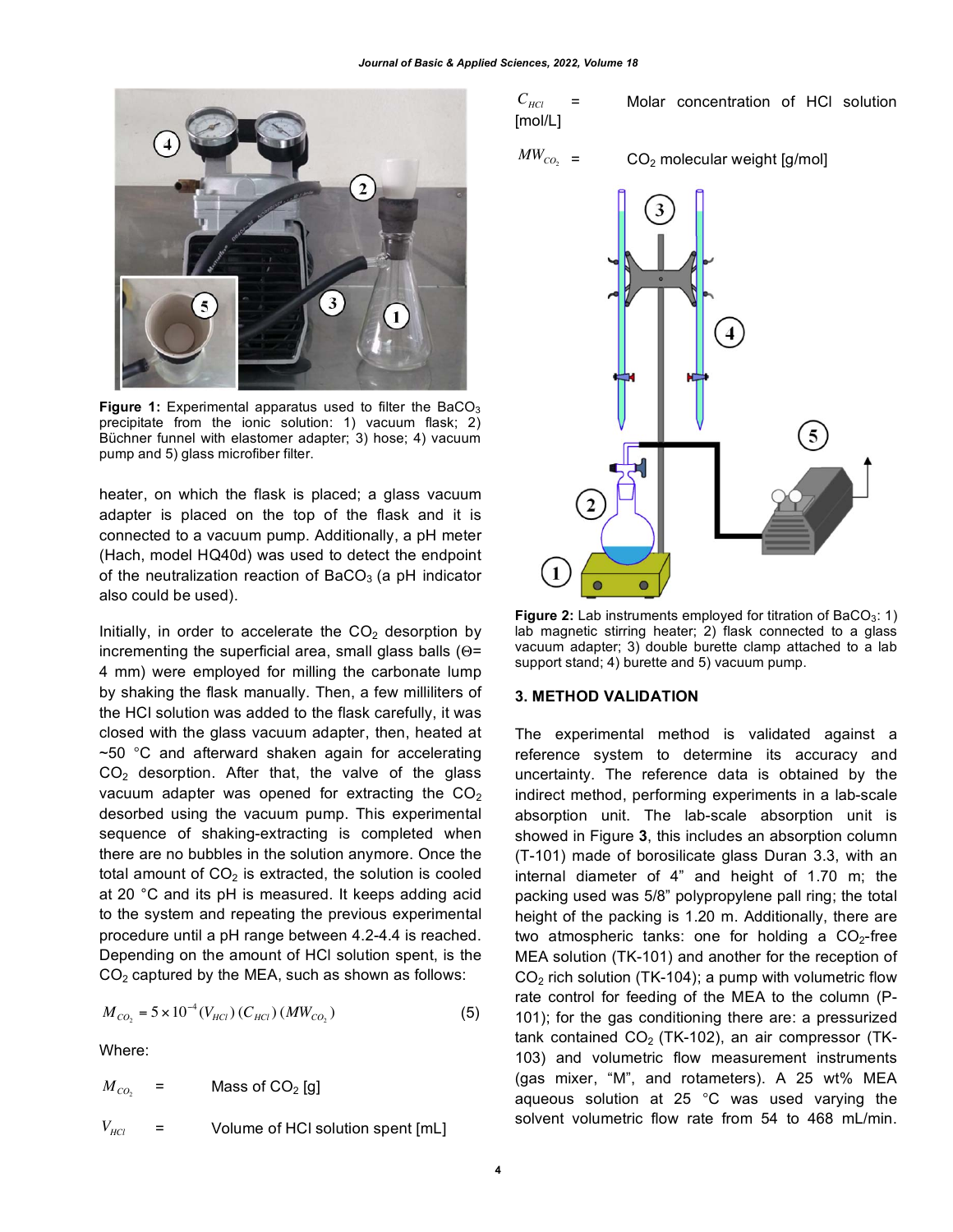Figure 1: Experimental apparatus used to filter the $BaCO_3$ precipitate from the ionic solution: 1) vacuum flask; 2) Büchner funnel with elastomer adapter; 3) hose; 4) vacuum pump and 5) glass microfiber filter.

heater, on which the flask is placed; a glass vacuum adapter is placed on the top of the flask and it is connected to a vacuum pump. Additionally, a pH meter (Hach, model HQ40d) was used to detect the endpoint of the neutralization reaction of $BaCO_3$ (a pH indicator also could be used).

Initially, in order to accelerate the $CO_2$ desorption by incrementing the superficial area, small glass balls (ϴ= 4 mm) were employed for milling the carbonate lump by shaking the flask manually. Then, a few milliliters of the HCl solution was added to the flask carefully, it was closed with the glass vacuum adapter, then, heated at ~50 °C and afterward shaken again for accelerating $CO_2$ desorption. After that, the valve of the glass vacuum adapter was opened for extracting the $CO_2$ desorbed using the vacuum pump. This experimental sequence of shaking-extracting is completed when there are no bubbles in the solution anymore. Once the total amount of $CO_2$ is extracted, the solution is cooled at 20 °C and its pH is measured. It keeps adding acid to the system and repeating the previous experimental procedure until a pH range between 4.2-4.4 is reached. Depending on the amount of HCl solution spent, is the $CO_2$ captured by the MEA, such as shown as follows:

$$M_{CO_2} = 5 \times 10^{-4} (V_{HCl})(C_{HCl})(MW_{CO_2}) \tag{5}$$

Where:

$M_{CO_2}$ = Mass of $CO_2$ [g]

$V_{HCl}$ = Volume of HCl solution spent [mL]

$C_{HCl}$ = Molar concentration of HCl solution [mol/L]

$MW_{CO_2}$ = $CO_2$ molecular weight [g/mol]

Figure 2: Lab instruments employed for titration of $BaCO_3$: 1) lab magnetic stirring heater; 2) flask connected to a glass vacuum adapter; 3) double burette clamp attached to a lab support stand; 4) burette and 5) vacuum pump.

## 3. METHOD VALIDATION

The experimental method is validated against a reference system to determine its accuracy and uncertainty. The reference data is obtained by the indirect method, performing experiments in a lab-scale absorption unit. The lab-scale absorption unit is showed in Figure **3**, this includes an absorption column (T-101) made of borosilicate glass Duran 3.3, with an internal diameter of 4" and height of 1.70 m; the packing used was 5/8" polypropylene pall ring; the total height of the packing is 1.20 m. Additionally, there are two atmospheric tanks: one for holding a $CO_2$-free MEA solution (TK-101) and another for the reception of $CO_2$ rich solution (TK-104); a pump with volumetric flow rate control for feeding of the MEA to the column (P-101); for the gas conditioning there are: a pressurized tank contained $CO_2$ (TK-102), an air compressor (TK-103) and volumetric flow measurement instruments (gas mixer, "M", and rotameters). A 25 wt% MEA aqueous solution at 25 °C was used varying the solvent volumetric flow rate from 54 to 468 mL/min.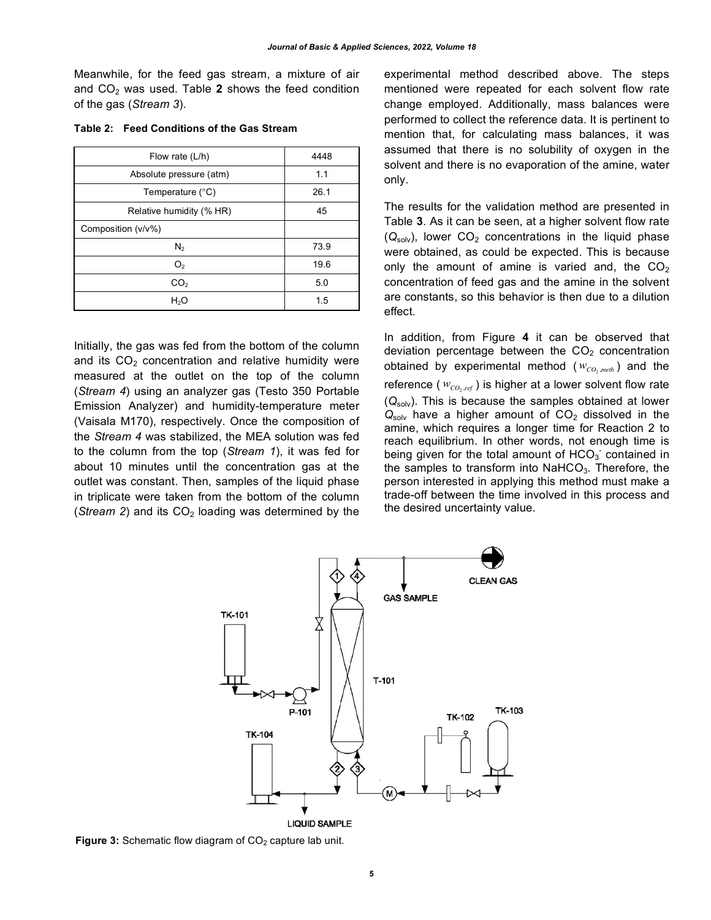Meanwhile, for the feed gas stream, a mixture of air and $CO_2$ was used. Table **2** shows the feed condition of the gas (*Stream 3*).

**Table 2: Feed Conditions of the Gas Stream**

| | |
|---|---|
| Flow rate (L/h) | 4448 |
| Absolute pressure (atm) | 1.1 |
| Temperature (°C) | 26.1 |
| Relative humidity (% HR) | 45 |
| Composition (v/v%) | |
| $N_2$ | 73.9 |
| $O_2$ | 19.6 |
| $CO_2$ | 5.0 |
| $H_2O$ | 1.5 |

Initially, the gas was fed from the bottom of the column and its $CO_2$ concentration and relative humidity were measured at the outlet on the top of the column (*Stream 4*) using an analyzer gas (Testo 350 Portable Emission Analyzer) and humidity-temperature meter (Vaisala M170), respectively. Once the composition of the *Stream 4* was stabilized, the MEA solution was fed to the column from the top (*Stream 1*), it was fed for about 10 minutes until the concentration gas at the outlet was constant. Then, samples of the liquid phase in triplicate were taken from the bottom of the column (*Stream 2*) and its $CO_2$ loading was determined by the experimental method described above. The steps mentioned were repeated for each solvent flow rate change employed. Additionally, mass balances were performed to collect the reference data. It is pertinent to mention that, for calculating mass balances, it was assumed that there is no solubility of oxygen in the solvent and there is no evaporation of the amine, water only.

The results for the validation method are presented in Table **3**. As it can be seen, at a higher solvent flow rate ($Q_{solv}$), lower $CO_2$ concentrations in the liquid phase were obtained, as could be expected. This is because only the amount of amine is varied and, the $CO_2$ concentration of feed gas and the amine in the solvent are constants, so this behavior is then due to a dilution effect.

In addition, from Figure **4** it can be observed that deviation percentage between the $CO_2$ concentration obtained by experimental method ($w_{CO_2,meth}$) and the reference ($w_{CO_2,ref}$) is higher at a lower solvent flow rate ($Q_{solv}$). This is because the samples obtained at lower $Q_{solv}$ have a higher amount of $CO_2$ dissolved in the amine, which requires a longer time for Reaction 2 to reach equilibrium. In other words, not enough time is being given for the total amount of $HCO_3^-$ contained in the samples to transform into $NaHCO_3$. Therefore, the person interested in applying this method must make a trade-off between the time involved in this process and the desired uncertainty value.

CLEAN GAS
GAS SAMPLE
TK-101
T-101
P-101
TK-102
TK-103
TK-104
LIQUID SAMPLE
1
2
3
4
M

**Figure 3:** Schematic flow diagram of $CO_2$ capture lab unit.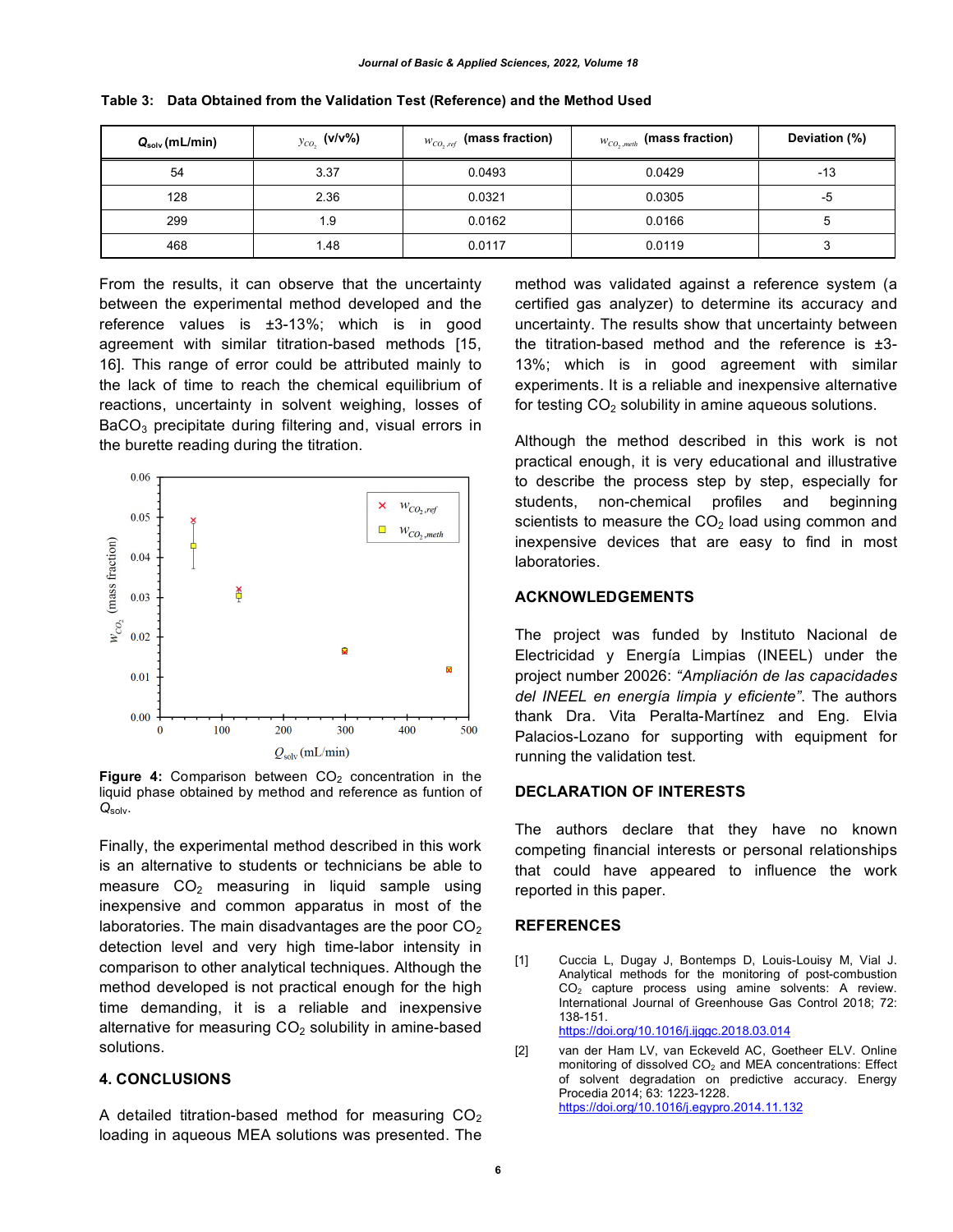**Table 3: Data Obtained from the Validation Test (Reference) and the Method Used**

| $Q_{solv}$ (mL/min) | $y_{CO_2}$ (v/v%) | $w_{CO_2,ref}$ (mass fraction) | $w_{CO_2,meth}$ (mass fraction) | Deviation (%) |
|---|---|---|---|---|
| 54 | 3.37 | 0.0493 | 0.0429 | -13 |
| 128 | 2.36 | 0.0321 | 0.0305 | -5 |
| 299 | 1.9 | 0.0162 | 0.0166 | 5 |
| 468 | 1.48 | 0.0117 | 0.0119 | 3 |

From the results, it can observe that the uncertainty between the experimental method developed and the reference values is ±3-13%; which is in good agreement with similar titration-based methods [15, 16]. This range of error could be attributed mainly to the lack of time to reach the chemical equilibrium of reactions, uncertainty in solvent weighing, losses of $BaCO_3$ precipitate during filtering and, visual errors in the burette reading during the titration.

0.06
0.05
0.04
0.03
0.02
0.01
0.00
0
100
200
300
400
500
$w_{CO_2}$ (mass fraction)
$Q_{solv}$ (mL/min)
$w_{CO_2,ref}$
$w_{CO_2,meth}$

**Figure 4:** Comparison between $CO_2$ concentration in the liquid phase obtained by method and reference as funtion of $Q_{solv}$.

Finally, the experimental method described in this work is an alternative to students or technicians be able to measure $CO_2$ measuring in liquid sample using inexpensive and common apparatus in most of the laboratories. The main disadvantages are the poor $CO_2$ detection level and very high time-labor intensity in comparison to other analytical techniques. Although the method developed is not practical enough for the high time demanding, it is a reliable and inexpensive alternative for measuring $CO_2$ solubility in amine-based solutions.

## 4. CONCLUSIONS

A detailed titration-based method for measuring $CO_2$ loading in aqueous MEA solutions was presented. The method was validated against a reference system (a certified gas analyzer) to determine its accuracy and uncertainty. The results show that uncertainty between the titration-based method and the reference is ±3-13%; which is in good agreement with similar experiments. It is a reliable and inexpensive alternative for testing $CO_2$ solubility in amine aqueous solutions.

Although the method described in this work is not practical enough, it is very educational and illustrative to describe the process step by step, especially for students, non-chemical profiles and beginning scientists to measure the $CO_2$ load using common and inexpensive devices that are easy to find in most laboratories.

## ACKNOWLEDGEMENTS

The project was funded by Instituto Nacional de Electricidad y Energía Limpias (INEEL) under the project number 20026: *"Ampliación de las capacidades del INEEL en energía limpia y eficiente"*. The authors thank Dra. Vita Peralta-Martínez and Eng. Elvia Palacios-Lozano for supporting with equipment for running the validation test.

## DECLARATION OF INTERESTS

The authors declare that they have no known competing financial interests or personal relationships that could have appeared to influence the work reported in this paper.

## REFERENCES

[1] Cuccia L, Dugay J, Bontemps D, Louis-Louisy M, Vial J. Analytical methods for the monitoring of post-combustion $CO_2$ capture process using amine solvents: A review. International Journal of Greenhouse Gas Control 2018; 72: 138-151. https://doi.org/10.1016/j.ijggc.2018.03.014

[2] van der Ham LV, van Eckeveld AC, Goetheer ELV. Online monitoring of dissolved $CO_2$ and MEA concentrations: Effect of solvent degradation on predictive accuracy. Energy Procedia 2014; 63: 1223-1228. https://doi.org/10.1016/j.egypro.2014.11.132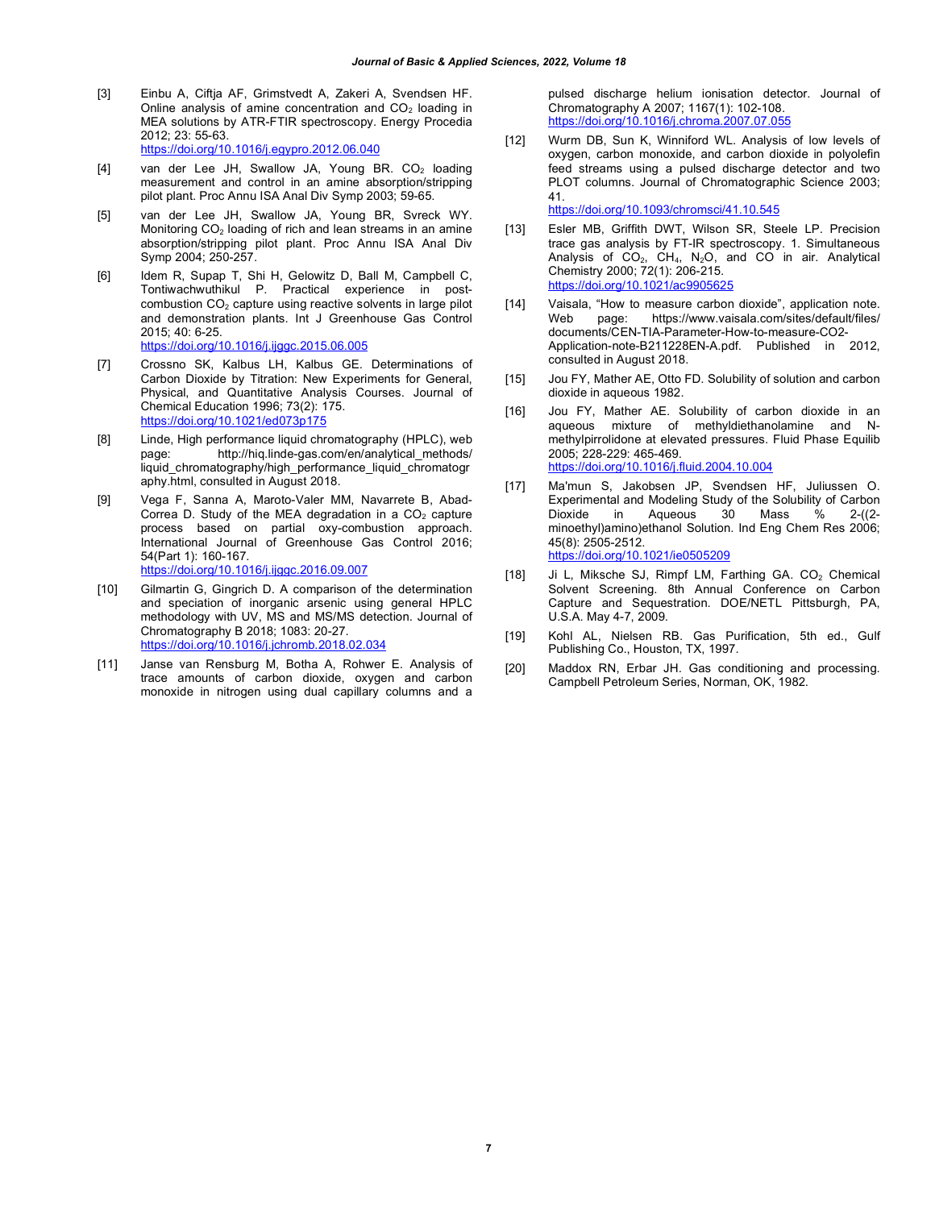[3] Einbu A, Ciftja AF, Grimstvedt A, Zakeri A, Svendsen HF. Online analysis of amine concentration and $CO_2$ loading in MEA solutions by ATR-FTIR spectroscopy. Energy Procedia 2012; 23: 55-63. https://doi.org/10.1016/j.egypro.2012.06.040

[4] van der Lee JH, Swallow JA, Young BR. $CO_2$ loading measurement and control in an amine absorption/stripping pilot plant. Proc Annu ISA Anal Div Symp 2003; 59-65.

[5] van der Lee JH, Swallow JA, Young BR, Svreck WY. Monitoring $CO_2$ loading of rich and lean streams in an amine absorption/stripping pilot plant. Proc Annu ISA Anal Div Symp 2004; 250-257.

[6] Idem R, Supap T, Shi H, Gelowitz D, Ball M, Campbell C, Tontiwachwuthikul P. Practical experience in post-combustion $CO_2$ capture using reactive solvents in large pilot and demonstration plants. Int J Greenhouse Gas Control 2015; 40: 6-25. https://doi.org/10.1016/j.ijggc.2015.06.005

[7] Crossno SK, Kalbus LH, Kalbus GE. Determinations of Carbon Dioxide by Titration: New Experiments for General, Physical, and Quantitative Analysis Courses. Journal of Chemical Education 1996; 73(2): 175. https://doi.org/10.1021/ed073p175

[8] Linde, High performance liquid chromatography (HPLC), web page: http://hiq.linde-gas.com/en/analytical_methods/liquid_chromatography/high_performance_liquid_chromatography.html, consulted in August 2018.

[9] Vega F, Sanna A, Maroto-Valer MM, Navarrete B, Abad-Correa D. Study of the MEA degradation in a $CO_2$ capture process based on partial oxy-combustion approach. International Journal of Greenhouse Gas Control 2016; 54(Part 1): 160-167. https://doi.org/10.1016/j.ijggc.2016.09.007

[10] Gilmartin G, Gingrich D. A comparison of the determination and speciation of inorganic arsenic using general HPLC methodology with UV, MS and MS/MS detection. Journal of Chromatography B 2018; 1083: 20-27. https://doi.org/10.1016/j.jchromb.2018.02.034

[11] Janse van Rensburg M, Botha A, Rohwer E. Analysis of trace amounts of carbon dioxide, oxygen and carbon monoxide in nitrogen using dual capillary columns and a pulsed discharge helium ionisation detector. Journal of Chromatography A 2007; 1167(1): 102-108. https://doi.org/10.1016/j.chroma.2007.07.055

[12] Wurm DB, Sun K, Winniford WL. Analysis of low levels of oxygen, carbon monoxide, and carbon dioxide in polyolefin feed streams using a pulsed discharge detector and two PLOT columns. Journal of Chromatographic Science 2003; 41. https://doi.org/10.1093/chromsci/41.10.545

[13] Esler MB, Griffith DWT, Wilson SR, Steele LP. Precision trace gas analysis by FT-IR spectroscopy. 1. Simultaneous Analysis of $CO_2$, $CH_4$, $N_2O$, and CO in air. Analytical Chemistry 2000; 72(1): 206-215. https://doi.org/10.1021/ac9905625

[14] Vaisala, "How to measure carbon dioxide", application note. Web page: https://www.vaisala.com/sites/default/files/documents/CEN-TIA-Parameter-How-to-measure-CO2-Application-note-B211228EN-A.pdf. Published in 2012, consulted in August 2018.

[15] Jou FY, Mather AE, Otto FD. Solubility of solution and carbon dioxide in aqueous 1982.

[16] Jou FY, Mather AE. Solubility of carbon dioxide in an aqueous mixture of methyldiethanolamine and N-methylpirrolidone at elevated pressures. Fluid Phase Equilib 2005; 228-229: 465-469. https://doi.org/10.1016/j.fluid.2004.10.004

[17] Ma'mun S, Jakobsen JP, Svendsen HF, Juliussen O. Experimental and Modeling Study of the Solubility of Carbon Dioxide in Aqueous 30 Mass % 2-((2-minoethyl)amino)ethanol Solution. Ind Eng Chem Res 2006; 45(8): 2505-2512. https://doi.org/10.1021/ie0505209

[18] Ji L, Miksche SJ, Rimpf LM, Farthing GA. $CO_2$ Chemical Solvent Screening. 8th Annual Conference on Carbon Capture and Sequestration. DOE/NETL Pittsburgh, PA, U.S.A. May 4-7, 2009.

[19] Kohl AL, Nielsen RB. Gas Purification, 5th ed., Gulf Publishing Co., Houston, TX, 1997.

[20] Maddox RN, Erbar JH. Gas conditioning and processing. Campbell Petroleum Series, Norman, OK, 1982.